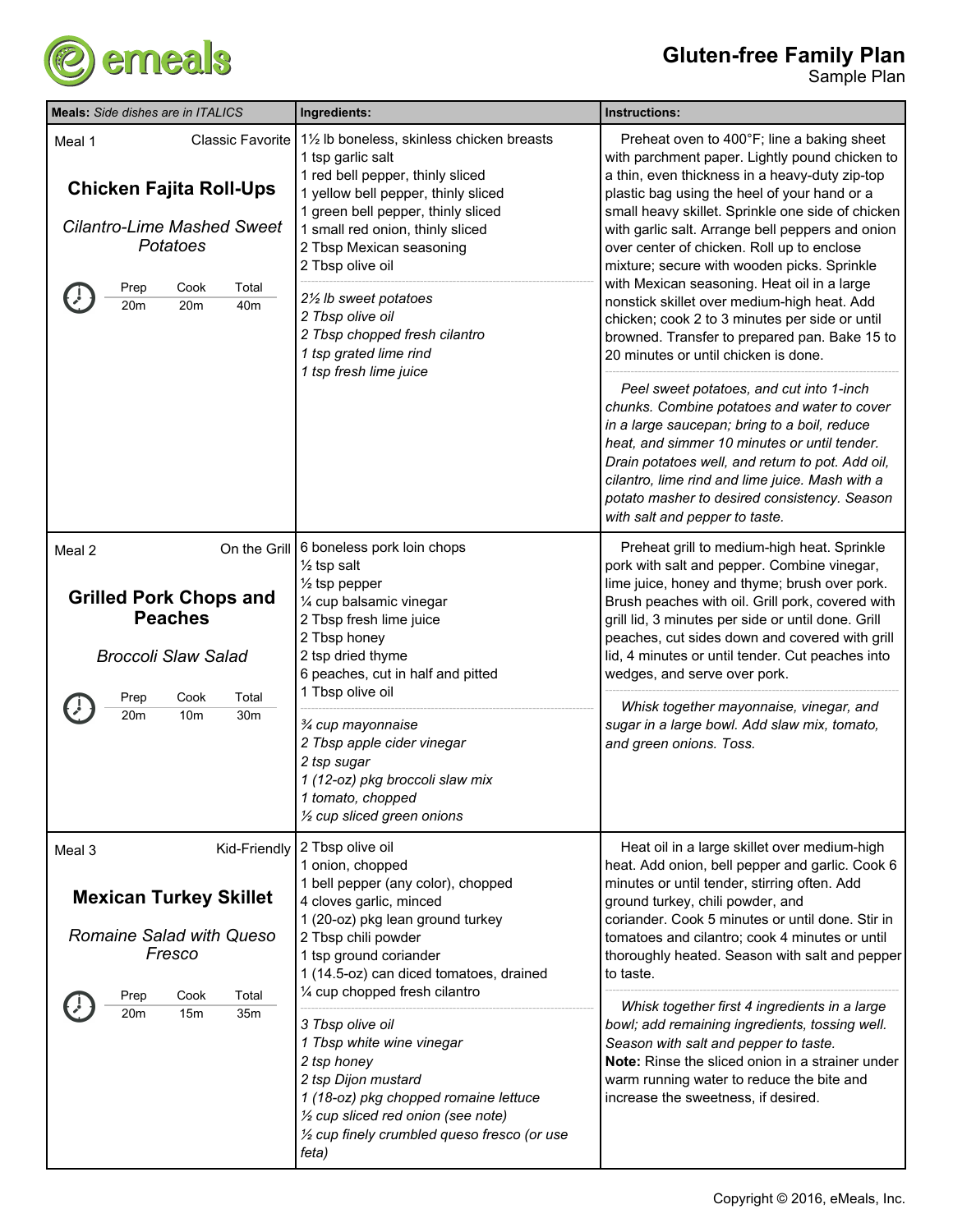# Gluten-free Family Plan

Sample Plan

| Meals: *Side dishes are in ITALICS* | Ingredients: | Instructions: |
|---|---|---|
| Meal 1 — Classic Favorite<br><br>**Chicken Fajita Roll-Ups**<br><br>*Cilantro-Lime Mashed Sweet Potatoes*<br><br>Prep 20m, Cook 20m, Total 40m | 1½ lb boneless, skinless chicken breasts<br>1 tsp garlic salt<br>1 red bell pepper, thinly sliced<br>1 yellow bell pepper, thinly sliced<br>1 green bell pepper, thinly sliced<br>1 small red onion, thinly sliced<br>2 Tbsp Mexican seasoning<br>2 Tbsp olive oil<br><br>*2½ lb sweet potatoes*<br>*2 Tbsp olive oil*<br>*2 Tbsp chopped fresh cilantro*<br>*1 tsp grated lime rind*<br>*1 tsp fresh lime juice* | Preheat oven to 400°F; line a baking sheet with parchment paper. Lightly pound chicken to a thin, even thickness in a heavy-duty zip-top plastic bag using the heel of your hand or a small heavy skillet. Sprinkle one side of chicken with garlic salt. Arrange bell peppers and onion over center of chicken. Roll up to enclose mixture; secure with wooden picks. Sprinkle with Mexican seasoning. Heat oil in a large nonstick skillet over medium-high heat. Add chicken; cook 2 to 3 minutes per side or until browned. Transfer to prepared pan. Bake 15 to 20 minutes or until chicken is done.<br><br>*Peel sweet potatoes, and cut into 1-inch chunks. Combine potatoes and water to cover in a large saucepan; bring to a boil, reduce heat, and simmer 10 minutes or until tender. Drain potatoes well, and return to pot. Add oil, cilantro, lime rind and lime juice. Mash with a potato masher to desired consistency. Season with salt and pepper to taste.* |
| Meal 2 — On the Grill<br><br>**Grilled Pork Chops and Peaches**<br><br>*Broccoli Slaw Salad*<br><br>Prep 20m, Cook 10m, Total 30m | 6 boneless pork loin chops<br>½ tsp salt<br>½ tsp pepper<br>¼ cup balsamic vinegar<br>2 Tbsp fresh lime juice<br>2 Tbsp honey<br>2 tsp dried thyme<br>6 peaches, cut in half and pitted<br>1 Tbsp olive oil<br><br>*¾ cup mayonnaise*<br>*2 Tbsp apple cider vinegar*<br>*2 tsp sugar*<br>*1 (12-oz) pkg broccoli slaw mix*<br>*1 tomato, chopped*<br>*½ cup sliced green onions* | Preheat grill to medium-high heat. Sprinkle pork with salt and pepper. Combine vinegar, lime juice, honey and thyme; brush over pork. Brush peaches with oil. Grill pork, covered with grill lid, 3 minutes per side or until done. Grill peaches, cut sides down and covered with grill lid, 4 minutes or until tender. Cut peaches into wedges, and serve over pork.<br><br>*Whisk together mayonnaise, vinegar, and sugar in a large bowl. Add slaw mix, tomato, and green onions. Toss.* |
| Meal 3 — Kid-Friendly<br><br>**Mexican Turkey Skillet**<br><br>*Romaine Salad with Queso Fresco*<br><br>Prep 20m, Cook 15m, Total 35m | 2 Tbsp olive oil<br>1 onion, chopped<br>1 bell pepper (any color), chopped<br>4 cloves garlic, minced<br>1 (20-oz) pkg lean ground turkey<br>2 Tbsp chili powder<br>1 tsp ground coriander<br>1 (14.5-oz) can diced tomatoes, drained<br>¼ cup chopped fresh cilantro<br><br>*3 Tbsp olive oil*<br>*1 Tbsp white wine vinegar*<br>*2 tsp honey*<br>*2 tsp Dijon mustard*<br>*1 (18-oz) pkg chopped romaine lettuce*<br>*½ cup sliced red onion (see note)*<br>*½ cup finely crumbled queso fresco (or use feta)* | Heat oil in a large skillet over medium-high heat. Add onion, bell pepper and garlic. Cook 6 minutes or until tender, stirring often. Add ground turkey, chili powder, and coriander. Cook 5 minutes or until done. Stir in tomatoes and cilantro; cook 4 minutes or until thoroughly heated. Season with salt and pepper to taste.<br><br>*Whisk together first 4 ingredients in a large bowl; add remaining ingredients, tossing well. Season with salt and pepper to taste.*<br>**Note:** Rinse the sliced onion in a strainer under warm running water to reduce the bite and increase the sweetness, if desired. |

Copyright © 2016, eMeals, Inc.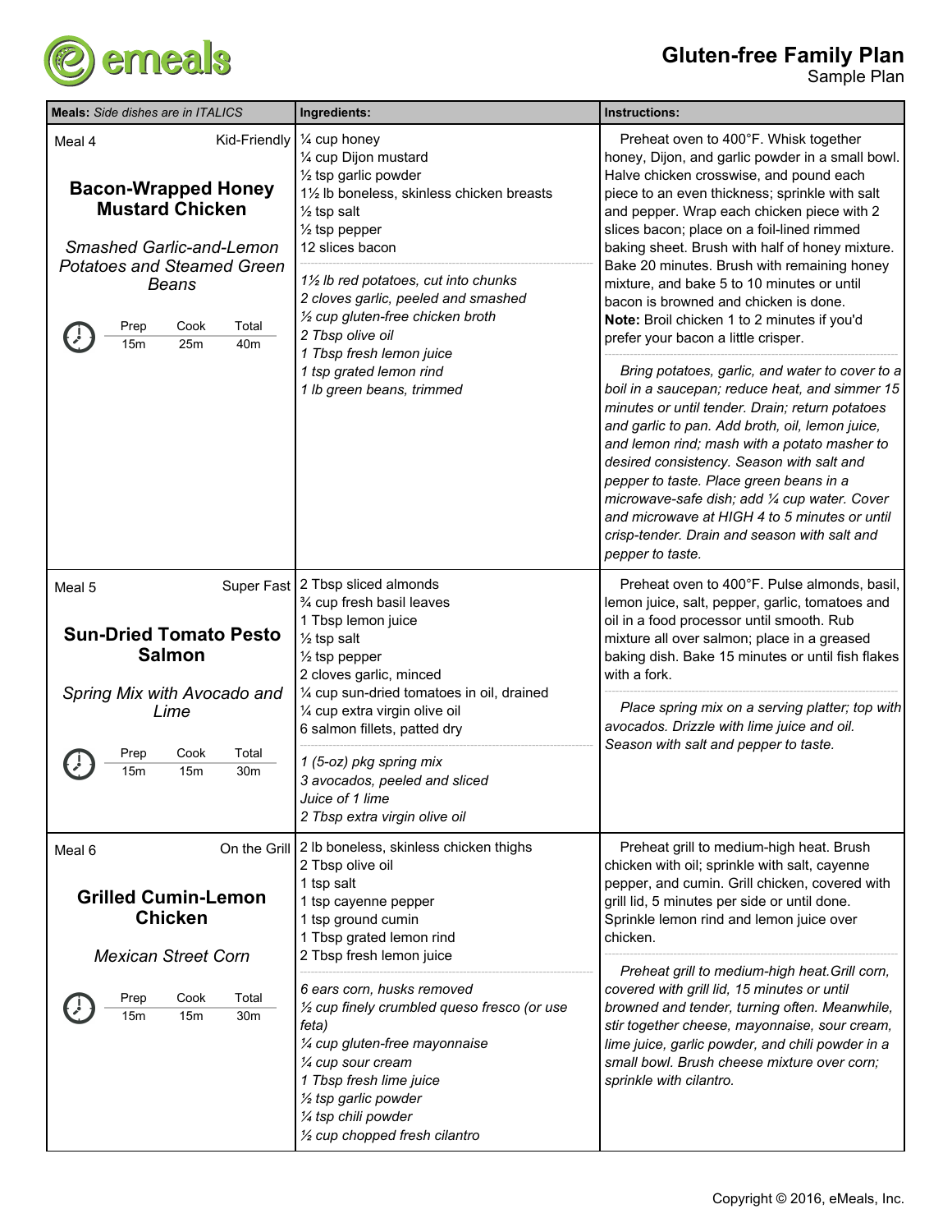# Gluten-free Family Plan

Sample Plan

| Meals: *Side dishes are in ITALICS* | Ingredients: | Instructions: |
|---|---|---|
| Meal 4 — Kid-Friendly<br><br>**Bacon-Wrapped Honey Mustard Chicken**<br><br>*Smashed Garlic-and-Lemon Potatoes and Steamed Green Beans*<br><br>Prep 15m, Cook 25m, Total 40m | ¼ cup honey<br>¼ cup Dijon mustard<br>½ tsp garlic powder<br>1½ lb boneless, skinless chicken breasts<br>½ tsp salt<br>½ tsp pepper<br>12 slices bacon<br><br>*1½ lb red potatoes, cut into chunks*<br>*2 cloves garlic, peeled and smashed*<br>*½ cup gluten-free chicken broth*<br>*2 Tbsp olive oil*<br>*1 Tbsp fresh lemon juice*<br>*1 tsp grated lemon rind*<br>*1 lb green beans, trimmed* | Preheat oven to 400°F. Whisk together honey, Dijon, and garlic powder in a small bowl. Halve chicken crosswise, and pound each piece to an even thickness; sprinkle with salt and pepper. Wrap each chicken piece with 2 slices bacon; place on a foil-lined rimmed baking sheet. Brush with half of honey mixture. Bake 20 minutes. Brush with remaining honey mixture, and bake 5 to 10 minutes or until bacon is browned and chicken is done. **Note:** Broil chicken 1 to 2 minutes if you'd prefer your bacon a little crisper.<br><br>*Bring potatoes, garlic, and water to cover to a boil in a saucepan; reduce heat, and simmer 15 minutes or until tender. Drain; return potatoes and garlic to pan. Add broth, oil, lemon juice, and lemon rind; mash with a potato masher to desired consistency. Season with salt and pepper to taste. Place green beans in a microwave-safe dish; add ¼ cup water. Cover and microwave at HIGH 4 to 5 minutes or until crisp-tender. Drain and season with salt and pepper to taste.* |
| Meal 5 — Super Fast<br><br>**Sun-Dried Tomato Pesto Salmon**<br><br>*Spring Mix with Avocado and Lime*<br><br>Prep 15m, Cook 15m, Total 30m | 2 Tbsp sliced almonds<br>¾ cup fresh basil leaves<br>1 Tbsp lemon juice<br>½ tsp salt<br>½ tsp pepper<br>2 cloves garlic, minced<br>¼ cup sun-dried tomatoes in oil, drained<br>¼ cup extra virgin olive oil<br>6 salmon fillets, patted dry<br><br>*1 (5-oz) pkg spring mix*<br>*3 avocados, peeled and sliced*<br>*Juice of 1 lime*<br>*2 Tbsp extra virgin olive oil* | Preheat oven to 400°F. Pulse almonds, basil, lemon juice, salt, pepper, garlic, tomatoes and oil in a food processor until smooth. Rub mixture all over salmon; place in a greased baking dish. Bake 15 minutes or until fish flakes with a fork.<br><br>*Place spring mix on a serving platter; top with avocados. Drizzle with lime juice and oil. Season with salt and pepper to taste.* |
| Meal 6 — On the Grill<br><br>**Grilled Cumin-Lemon Chicken**<br><br>*Mexican Street Corn*<br><br>Prep 15m, Cook 15m, Total 30m | 2 lb boneless, skinless chicken thighs<br>2 Tbsp olive oil<br>1 tsp salt<br>1 tsp cayenne pepper<br>1 tsp ground cumin<br>1 Tbsp grated lemon rind<br>2 Tbsp fresh lemon juice<br><br>*6 ears corn, husks removed*<br>*½ cup finely crumbled queso fresco (or use feta)*<br>*¼ cup gluten-free mayonnaise*<br>*¼ cup sour cream*<br>*1 Tbsp fresh lime juice*<br>*½ tsp garlic powder*<br>*¼ tsp chili powder*<br>*½ cup chopped fresh cilantro* | Preheat grill to medium-high heat. Brush chicken with oil; sprinkle with salt, cayenne pepper, and cumin. Grill chicken, covered with grill lid, 5 minutes per side or until done. Sprinkle lemon rind and lemon juice over chicken.<br><br>*Preheat grill to medium-high heat.Grill corn, covered with grill lid, 15 minutes or until browned and tender, turning often. Meanwhile, stir together cheese, mayonnaise, sour cream, lime juice, garlic powder, and chili powder in a small bowl. Brush cheese mixture over corn; sprinkle with cilantro.* |

Copyright © 2016, eMeals, Inc.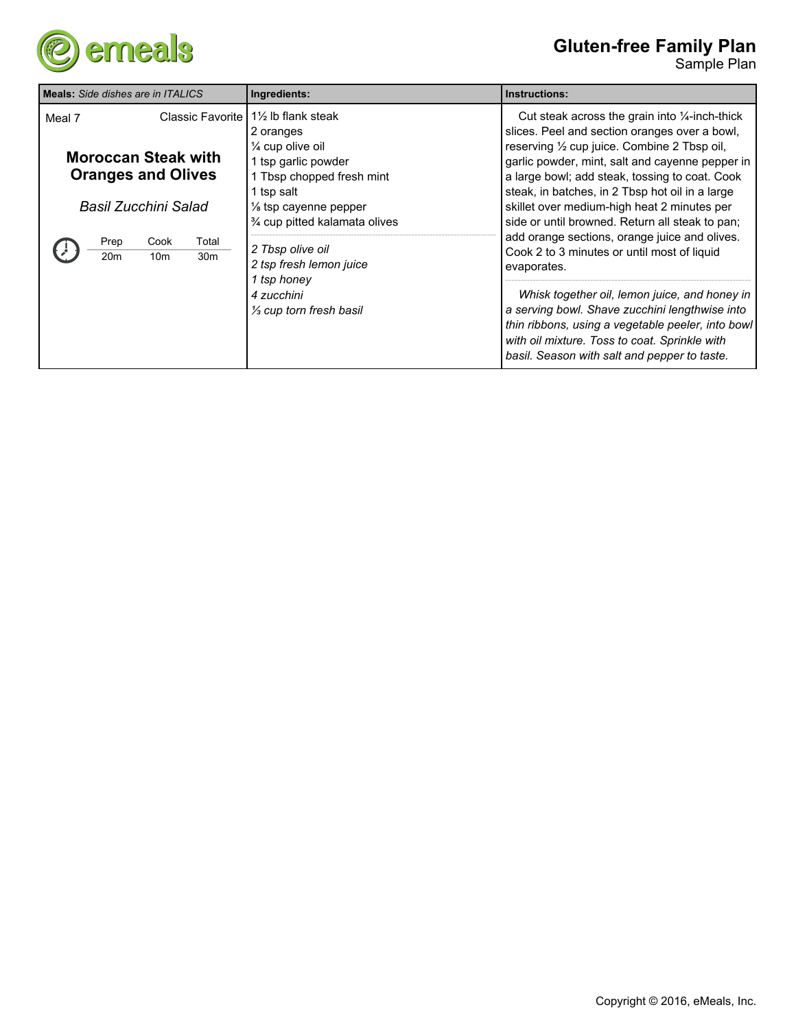# Gluten-free Family Plan

Sample Plan

| **Meals:** *Side dishes are in ITALICS* | **Ingredients:** | **Instructions:** |
|---|---|---|
| Meal 7 Classic Favorite<br><br>**Moroccan Steak with Oranges and Olives**<br><br>*Basil Zucchini Salad*<br><br>Prep 20m · Cook 10m · Total 30m | 1½ lb flank steak<br>2 oranges<br>¼ cup olive oil<br>1 tsp garlic powder<br>1 Tbsp chopped fresh mint<br>1 tsp salt<br>⅛ tsp cayenne pepper<br>¾ cup pitted kalamata olives<br><br>*2 Tbsp olive oil*<br>*2 tsp fresh lemon juice*<br>*1 tsp honey*<br>*4 zucchini*<br>*⅓ cup torn fresh basil* | Cut steak across the grain into ¼-inch-thick slices. Peel and section oranges over a bowl, reserving ½ cup juice. Combine 2 Tbsp oil, garlic powder, mint, salt and cayenne pepper in a large bowl; add steak, tossing to coat. Cook steak, in batches, in 2 Tbsp hot oil in a large skillet over medium-high heat 2 minutes per side or until browned. Return all steak to pan; add orange sections, orange juice and olives. Cook 2 to 3 minutes or until most of liquid evaporates.<br><br>*Whisk together oil, lemon juice, and honey in a serving bowl. Shave zucchini lengthwise into thin ribbons, using a vegetable peeler, into bowl with oil mixture. Toss to coat. Sprinkle with basil. Season with salt and pepper to taste.* |

Copyright © 2016, eMeals, Inc.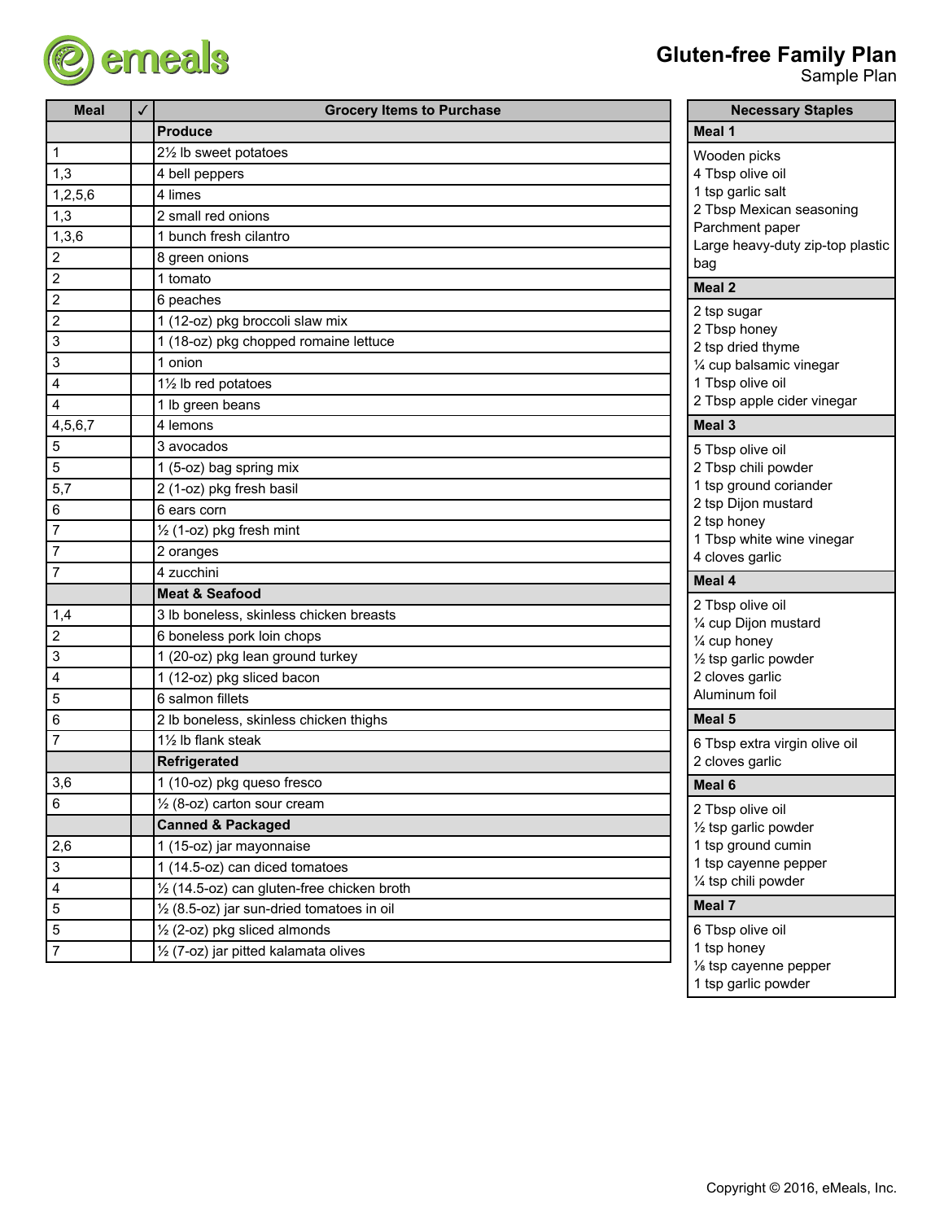# Gluten-free Family Plan

Sample Plan

| Meal | ✓ | Grocery Items to Purchase |
|---|---|---|
| | | **Produce** |
| 1 | | 2½ lb sweet potatoes |
| 1,3 | | 4 bell peppers |
| 1,2,5,6 | | 4 limes |
| 1,3 | | 2 small red onions |
| 1,3,6 | | 1 bunch fresh cilantro |
| 2 | | 8 green onions |
| 2 | | 1 tomato |
| 2 | | 6 peaches |
| 2 | | 1 (12-oz) pkg broccoli slaw mix |
| 3 | | 1 (18-oz) pkg chopped romaine lettuce |
| 3 | | 1 onion |
| 4 | | 1½ lb red potatoes |
| 4 | | 1 lb green beans |
| 4,5,6,7 | | 4 lemons |
| 5 | | 3 avocados |
| 5 | | 1 (5-oz) bag spring mix |
| 5,7 | | 2 (1-oz) pkg fresh basil |
| 6 | | 6 ears corn |
| 7 | | ½ (1-oz) pkg fresh mint |
| 7 | | 2 oranges |
| 7 | | 4 zucchini |
| | | **Meat & Seafood** |
| 1,4 | | 3 lb boneless, skinless chicken breasts |
| 2 | | 6 boneless pork loin chops |
| 3 | | 1 (20-oz) pkg lean ground turkey |
| 4 | | 1 (12-oz) pkg sliced bacon |
| 5 | | 6 salmon fillets |
| 6 | | 2 lb boneless, skinless chicken thighs |
| 7 | | 1½ lb flank steak |
| | | **Refrigerated** |
| 3,6 | | 1 (10-oz) pkg queso fresco |
| 6 | | ½ (8-oz) carton sour cream |
| | | **Canned & Packaged** |
| 2,6 | | 1 (15-oz) jar mayonnaise |
| 3 | | 1 (14.5-oz) can diced tomatoes |
| 4 | | ½ (14.5-oz) can gluten-free chicken broth |
| 5 | | ½ (8.5-oz) jar sun-dried tomatoes in oil |
| 5 | | ½ (2-oz) pkg sliced almonds |
| 7 | | ½ (7-oz) jar pitted kalamata olives |

| Necessary Staples |
|---|
| **Meal 1** |
| Wooden picks<br>4 Tbsp olive oil<br>1 tsp garlic salt<br>2 Tbsp Mexican seasoning<br>Parchment paper<br>Large heavy-duty zip-top plastic bag |
| **Meal 2** |
| 2 tsp sugar<br>2 Tbsp honey<br>2 tsp dried thyme<br>¼ cup balsamic vinegar<br>1 Tbsp olive oil<br>2 Tbsp apple cider vinegar |
| **Meal 3** |
| 5 Tbsp olive oil<br>2 Tbsp chili powder<br>1 tsp ground coriander<br>2 tsp Dijon mustard<br>2 tsp honey<br>1 Tbsp white wine vinegar<br>4 cloves garlic |
| **Meal 4** |
| 2 Tbsp olive oil<br>¼ cup Dijon mustard<br>¼ cup honey<br>½ tsp garlic powder<br>2 cloves garlic<br>Aluminum foil |
| **Meal 5** |
| 6 Tbsp extra virgin olive oil<br>2 cloves garlic |
| **Meal 6** |
| 2 Tbsp olive oil<br>½ tsp garlic powder<br>1 tsp ground cumin<br>1 tsp cayenne pepper<br>¼ tsp chili powder |
| **Meal 7** |
| 6 Tbsp olive oil<br>1 tsp honey<br>⅛ tsp cayenne pepper<br>1 tsp garlic powder |

Copyright © 2016, eMeals, Inc.